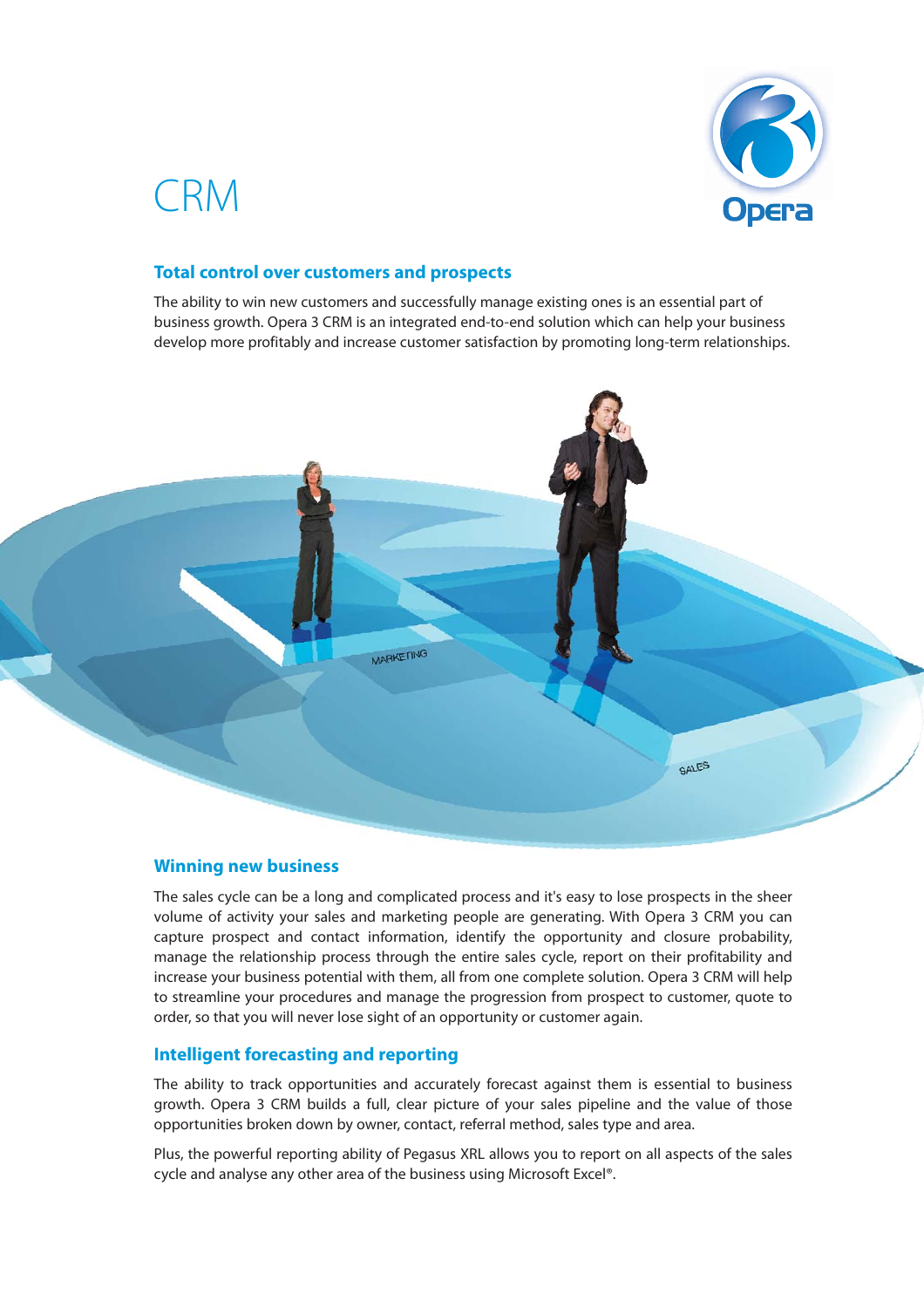# CRM

## Total control over customers and prospects

The ability to win new customers and successfully manage existing ones is an essential part of business growth. Opera 3 CRM is an integrated end-to-end solution which can help your business develop more profitably and increase customer satisfaction by promoting long-term relationships.

## Winning new business

The sales cycle can be a long and complicated process and it's easy to lose prospects in the sheer volume of activity your sales and marketing people are generating. With Opera 3 CRM you can capture prospect and contact information, identify the opportunity and closure probability, manage the relationship through the entire sales cycle, report on their profitability and increase your business potential with them, all from one complete solution. Opera 3 CRM will help to streamline your procedures and manage the progression from prospect to customer, quote to order, so that you will never lose sight of an opportunity or customer again.

## Intelligent forecasting and reporting

The ability to track opportunities and accurately forecast against them is essential to business growth. Opera 3 CRM builds a full, clear picture of your sales pipeline and the value of those opportunities broken down by owner, contact, referral method, sales type and area.

Plus, the powerful reporting ability of Pegasus XRL allows you to report on all aspects of the sales cycle and analyse any other area of the business using Microsoft Excel®.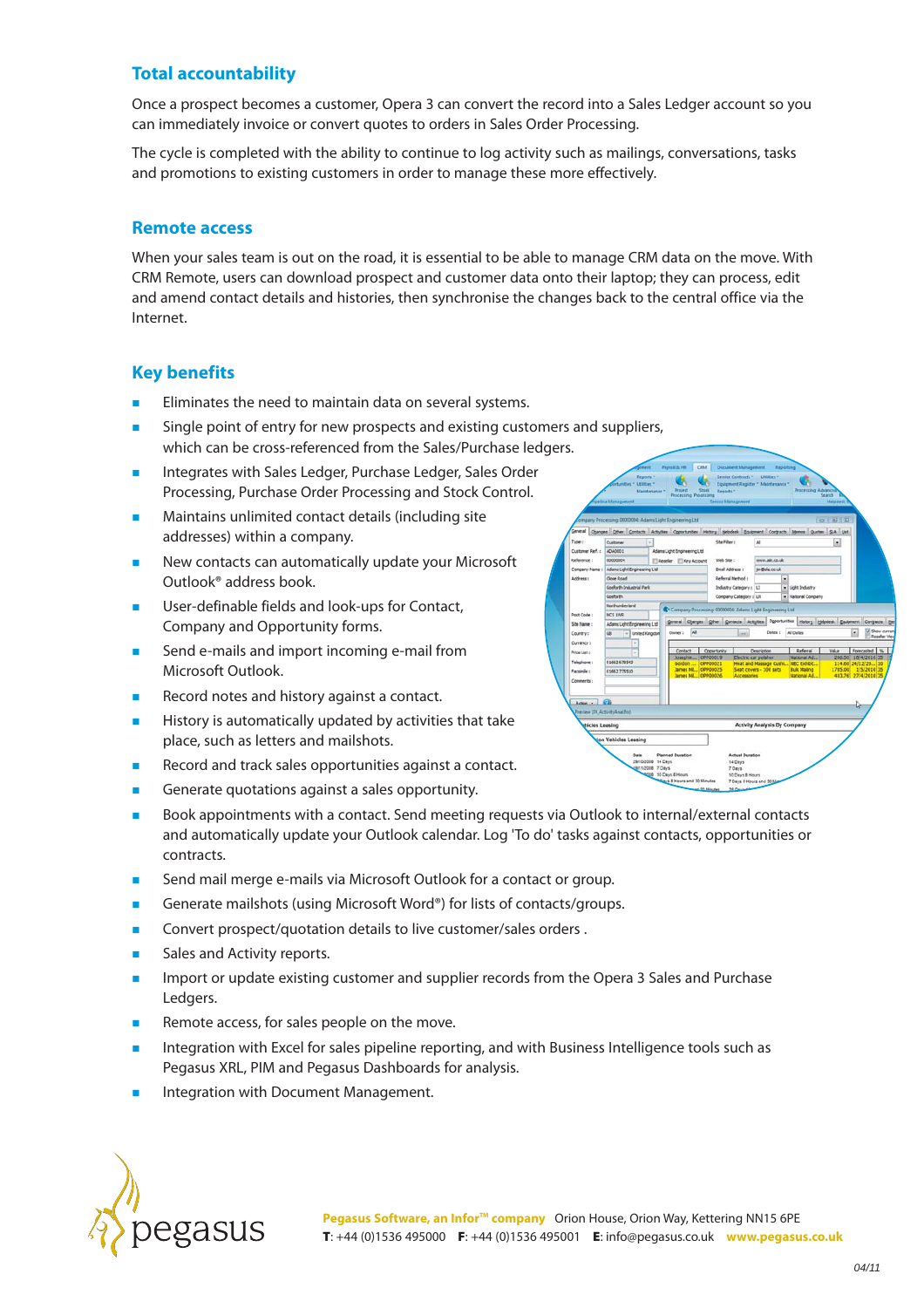## Total accountability

Once a prospect becomes a customer, Opera 3 can convert the record into a Sales Ledger account so you can immediately invoice or convert quotes to orders in Sales Order Processing.

The cycle is completed with the ability to continue to log activity such as mailings, conversations, tasks and promotions to existing customers in order to manage these more effectively.

## Remote access

When your sales team is out on the road, it is essential to be able to manage CRM data on the move. With CRM Remote, users can download prospect and customer data onto their laptop; they can process, edit and amend contact details and histories, then synchronise the changes back to the central office via the Internet.

## Key benefits

- Eliminates the need to maintain data on several systems.
- Single point of entry for new prospects and existing customers and suppliers, which can be cross-referenced from the Sales/Purchase ledgers.
- Integrates with Sales Ledger, Purchase Ledger, Sales Order Processing, Purchase Order Processing and Stock Control.
- Maintains unlimited contact details (including site addresses) within a company.
- New contacts can automatically update your Microsoft Outlook® address book.
- User-definable fields and look-ups for Contact, Company and Opportunity forms.
- Send e-mails and import incoming e-mail from Microsoft Outlook.
- Record notes and history against a contact.
- History is automatically updated by activities that take place, such as letters and mailshots.
- Record and track sales opportunities against a contact.
- Generate quotations against a sales opportunity.
- Book appointments with a contact. Send meeting requests via Outlook to internal/external contacts and automatically update your Outlook calendar. Log 'To do' tasks against contacts, opportunities or contracts.
- Send mail merge e-mails via Microsoft Outlook for a contact or group.
- Generate mailshots (using Microsoft Word®) for lists of contacts/groups.
- Convert prospect/quotation details to live customer/sales orders .
- Sales and Activity reports.
- Import or update existing customer and supplier records from the Opera 3 Sales and Purchase Ledgers.
- Remote access, for sales people on the move.
- Integration with Excel for sales pipeline reporting, and with Business Intelligence tools such as Pegasus XRL, PIM and Pegasus Dashboards for analysis.
- Integration with Document Management.

pegasus

**Pegasus Software, an Infor™ company** Orion House, Orion Way, Kettering NN15 6PE
**T**: +44 (0)1536 495000 **F**: +44 (0)1536 495001 **E**: info@pegasus.co.uk **www.pegasus.co.uk**

04/11